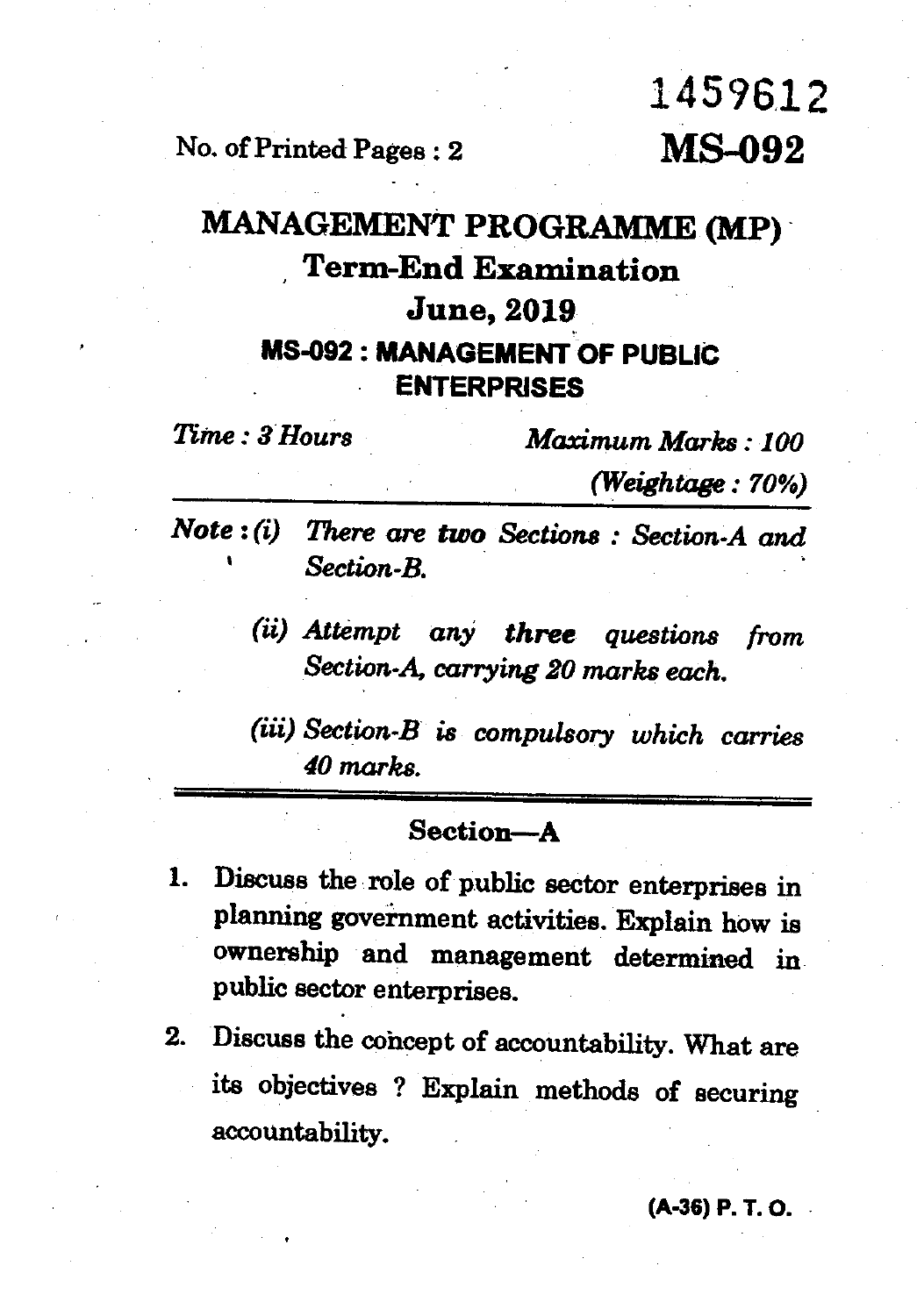1459612

No. of Printed Pages : 2

**MS-092**

# MANAGEMENT PROGRAMME (MP)

## Term-End Examination

## June, 2019

## MS-092 : MANAGEMENT OF PUBLIC ENTERPRISES

*Time : 3 Hours* *Maximum Marks : 100*

*(Weightage : 70%)*

***Note :*** *(i) There are **two** Sections : Section-A and Section-B.*

*(ii) Attempt any **three** questions from Section-A, carrying 20 marks each.*

*(iii) Section-B is compulsory which carries 40 marks.*

### Section—A

1. Discuss the role of public sector enterprises in planning government activities. Explain how is ownership and management determined in public sector enterprises.

2. Discuss the concept of accountability. What are its objectives ? Explain methods of securing accountability.

(A-36) P. T. O.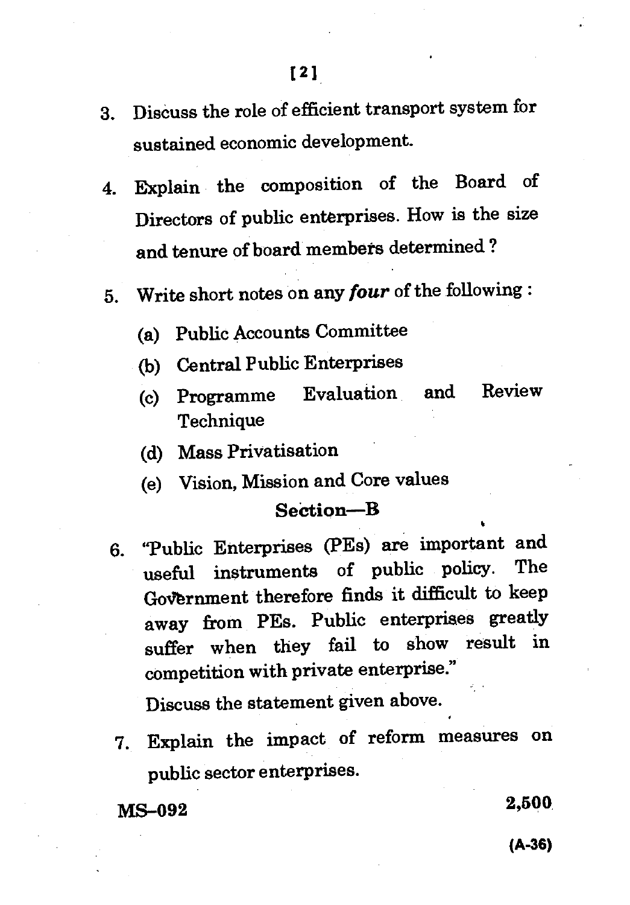3. Discuss the role of efficient transport system for sustained economic development.

4. Explain the composition of the Board of Directors of public enterprises. How is the size and tenure of board members determined ?

5. Write short notes on any ***four*** of the following :

   (a) Public Accounts Committee

   (b) Central Public Enterprises

   (c) Programme Evaluation and Review Technique

   (d) Mass Privatisation

   (e) Vision, Mission and Core values

## Section—B

6. "Public Enterprises (PEs) are important and useful instruments of public policy. The Government therefore finds it difficult to keep away from PEs. Public enterprises greatly suffer when they fail to show result in competition with private enterprise."

   Discuss the statement given above.

7. Explain the impact of reform measures on public sector enterprises.

MS–092 2,500

(A-36)